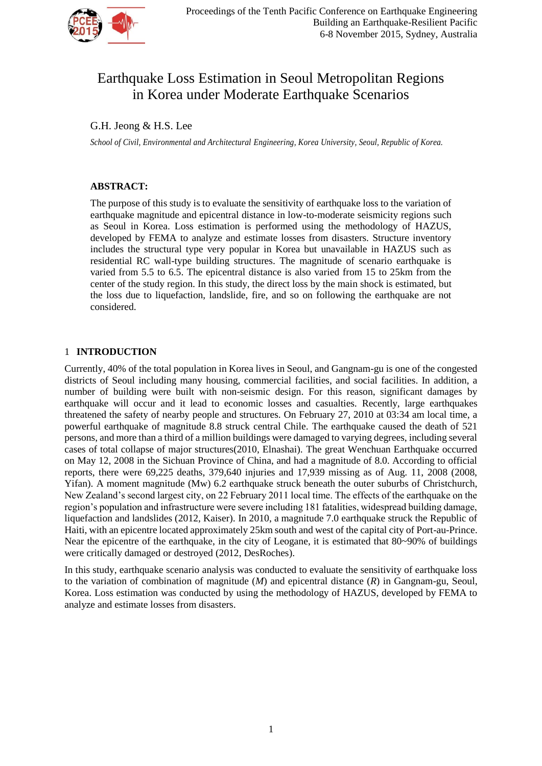# Earthquake Loss Estimation in Seoul Metropolitan Regions in Korea under Moderate Earthquake Scenarios

G.H. Jeong & H.S. Lee

*School of Civil, Environmental and Architectural Engineering, Korea University, Seoul, Republic of Korea.*

**ABSTRACT:**

The purpose of this study is to evaluate the sensitivity of earthquake loss to the variation of earthquake magnitude and epicentral distance in low-to-moderate seismicity regions such as Seoul in Korea. Loss estimation is performed using the methodology of HAZUS, developed by FEMA to analyze and estimate losses from disasters. Structure inventory includes the structural type very popular in Korea but unavailable in HAZUS such as residential RC wall-type building structures. The magnitude of scenario earthquake is varied from 5.5 to 6.5. The epicentral distance is also varied from 15 to 25km from the center of the study region. In this study, the direct loss by the main shock is estimated, but the loss due to liquefaction, landslide, fire, and so on following the earthquake are not considered.

## 1 INTRODUCTION

Currently, 40% of the total population in Korea lives in Seoul, and Gangnam-gu is one of the congested districts of Seoul including many housing, commercial facilities, and social facilities. In addition, a number of building were built with non-seismic design. For this reason, significant damages by earthquake will occur and it lead to economic losses and casualties. Recently, large earthquakes threatened the safety of nearby people and structures. On February 27, 2010 at 03:34 am local time, a powerful earthquake of magnitude 8.8 struck central Chile. The earthquake caused the death of 521 persons, and more than a third of a million buildings were damaged to varying degrees, including several cases of total collapse of major structures(2010, Elnashai). The great Wenchuan Earthquake occurred on May 12, 2008 in the Sichuan Province of China, and had a magnitude of 8.0. According to official reports, there were 69,225 deaths, 379,640 injuries and 17,939 missing as of Aug. 11, 2008 (2008, Yifan). A moment magnitude (Mw) 6.2 earthquake struck beneath the outer suburbs of Christchurch, New Zealand's second largest city, on 22 February 2011 local time. The effects of the earthquake on the region's population and infrastructure were severe including 181 fatalities, widespread building damage, liquefaction and landslides (2012, Kaiser). In 2010, a magnitude 7.0 earthquake struck the Republic of Haiti, with an epicentre located approximately 25km south and west of the capital city of Port-au-Prince. Near the epicentre of the earthquake, in the city of Leogane, it is estimated that 80~90% of buildings were critically damaged or destroyed (2012, DesRoches).

In this study, earthquake scenario analysis was conducted to evaluate the sensitivity of earthquake loss to the variation of combination of magnitude ($M$) and epicentral distance ($R$) in Gangnam-gu, Seoul, Korea. Loss estimation was conducted by using the methodology of HAZUS, developed by FEMA to analyze and estimate losses from disasters.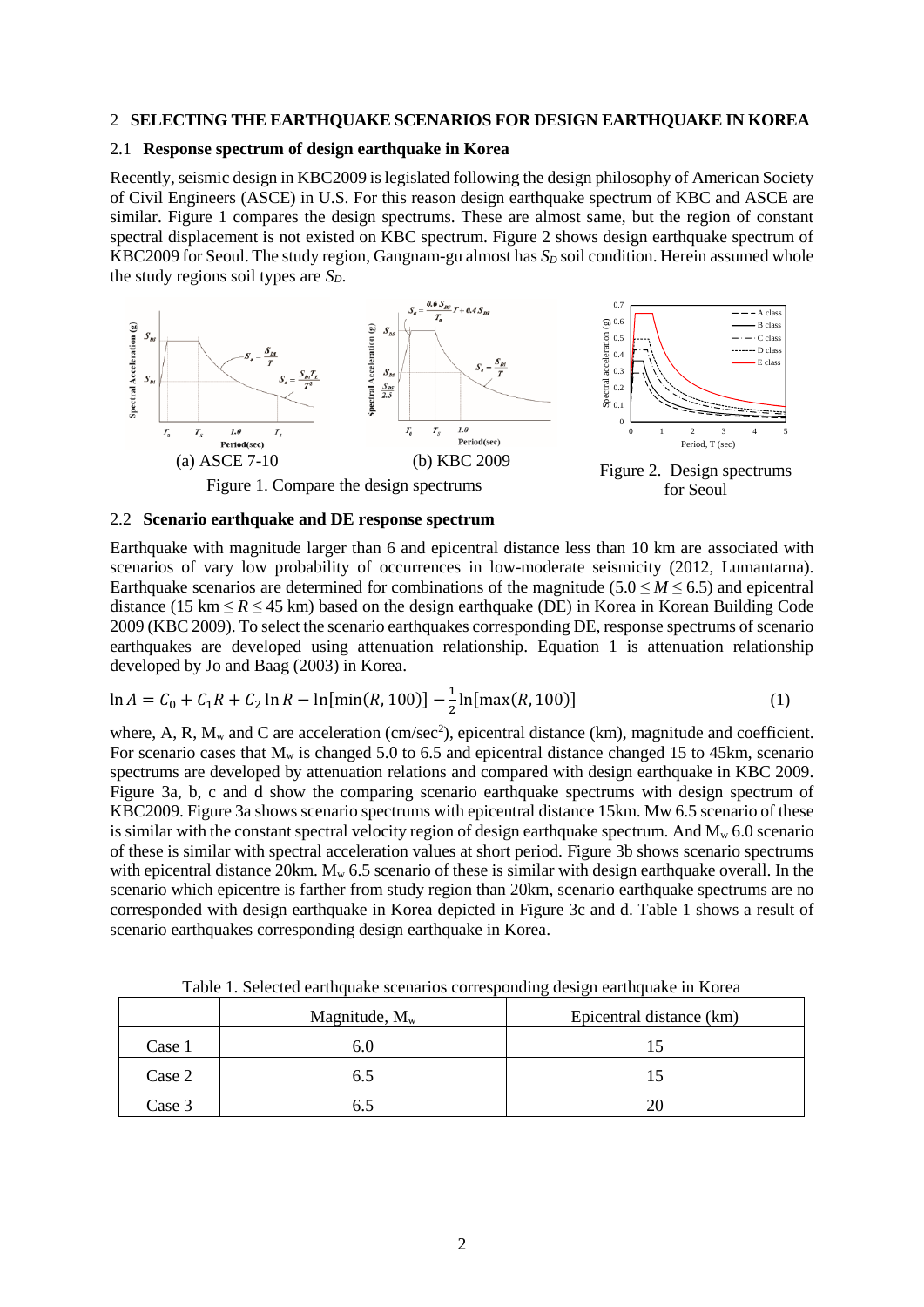## 2 SELECTING THE EARTHQUAKE SCENARIOS FOR DESIGN EARTHQUAKE IN KOREA

### 2.1 Response spectrum of design earthquake in Korea

Recently, seismic design in KBC2009 is legislated following the design philosophy of American Society of Civil Engineers (ASCE) in U.S. For this reason design earthquake spectrum of KBC and ASCE are similar. Figure 1 compares the design spectrums. These are almost same, but the region of constant spectral displacement is not existed on KBC spectrum. Figure 2 shows design earthquake spectrum of KBC2009 for Seoul. The study region, Gangnam-gu almost has $S_D$ soil condition. Herein assumed whole the study regions soil types are $S_D$.

(a) ASCE 7-10 (b) KBC 2009

Figure 1. Compare the design spectrums

Figure 2. Design spectrums for Seoul

### 2.2 Scenario earthquake and DE response spectrum

Earthquake with magnitude larger than 6 and epicentral distance less than 10 km are associated with scenarios of vary low probability of occurrences in low-moderate seismicity (2012, Lumantarna). Earthquake scenarios are determined for combinations of the magnitude ($5.0 \leq M \leq 6.5$) and epicentral distance (15 km $\leq R \leq$ 45 km) based on the design earthquake (DE) in Korea in Korean Building Code 2009 (KBC 2009). To select the scenario earthquakes corresponding DE, response spectrums of scenario earthquakes are developed using attenuation relationship. Equation 1 is attenuation relationship developed by Jo and Baag (2003) in Korea.

$$\ln A = C_0 + C_1 R + C_2 \ln R - \ln[\min(R, 100)] - \frac{1}{2}\ln[\max(R, 100)] \qquad (1)$$

where, A, R, $M_w$ and C are acceleration (cm/sec$^2$), epicentral distance (km), magnitude and coefficient. For scenario cases that $M_w$ is changed 5.0 to 6.5 and epicentral distance changed 15 to 45km, scenario spectrums are developed by attenuation relations and compared with design earthquake in KBC 2009. Figure 3a, b, c and d show the comparing scenario earthquake spectrums with design spectrum of KBC2009. Figure 3a shows scenario spectrums with epicentral distance 15km. Mw 6.5 scenario of these is similar with the constant spectral velocity region of design earthquake spectrum. And $M_w$ 6.0 scenario of these is similar with spectral acceleration values at short period. Figure 3b shows scenario spectrums with epicentral distance 20km. $M_w$ 6.5 scenario of these is similar with design earthquake overall. In the scenario which epicentre is farther from study region than 20km, scenario earthquake spectrums are no corresponded with design earthquake in Korea depicted in Figure 3c and d. Table 1 shows a result of scenario earthquakes corresponding design earthquake in Korea.

Table 1. Selected earthquake scenarios corresponding design earthquake in Korea

| | Magnitude, $M_w$ | Epicentral distance (km) |
|---|---|---|
| Case 1 | 6.0 | 15 |
| Case 2 | 6.5 | 15 |
| Case 3 | 6.5 | 20 |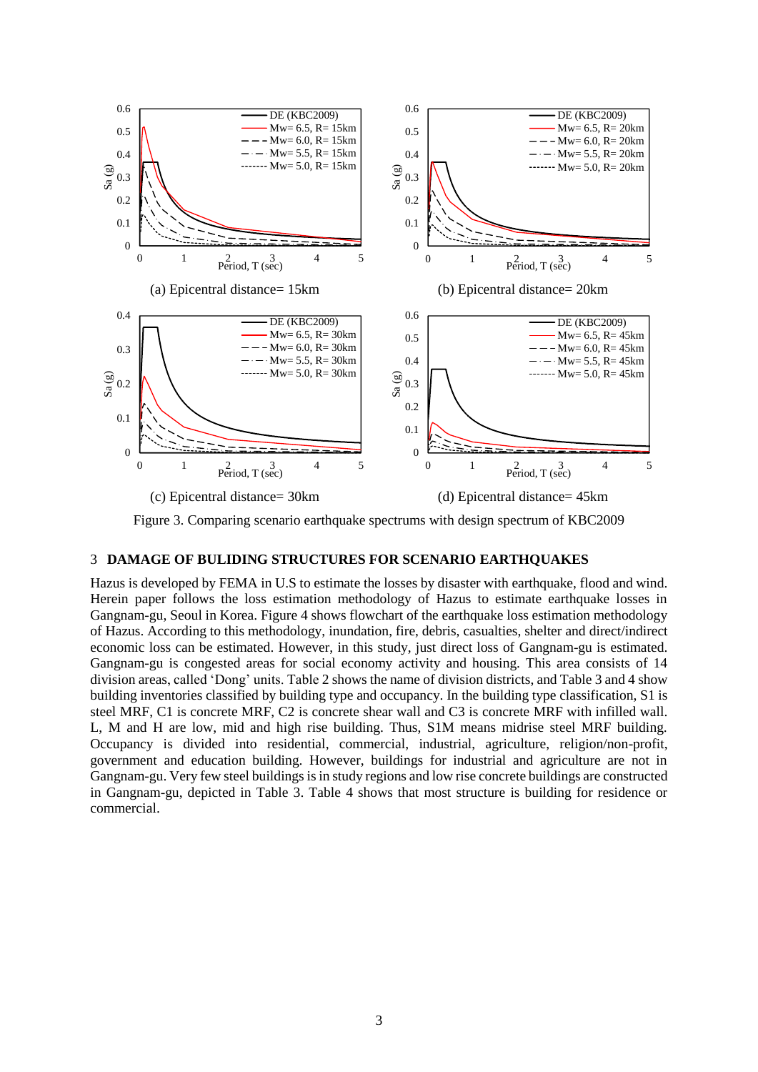(a) Epicentral distance= 15km

(b) Epicentral distance= 20km

(c) Epicentral distance= 30km

(d) Epicentral distance= 45km

Figure 3. Comparing scenario earthquake spectrums with design spectrum of KBC2009

## 3 DAMAGE OF BULIDING STRUCTURES FOR SCENARIO EARTHQUAKES

Hazus is developed by FEMA in U.S to estimate the losses by disaster with earthquake, flood and wind. Herein paper follows the loss estimation methodology of Hazus to estimate earthquake losses in Gangnam-gu, Seoul in Korea. Figure 4 shows flowchart of the earthquake loss estimation methodology of Hazus. According to this methodology, inundation, fire, debris, casualties, shelter and direct/indirect economic loss can be estimated. However, in this study, just direct loss of Gangnam-gu is estimated. Gangnam-gu is congested areas for social economy activity and housing. This area consists of 14 division areas, called 'Dong' units. Table 2 shows the name of division districts, and Table 3 and 4 show building inventories classified by building type and occupancy. In the building type classification, S1 is steel MRF, C1 is concrete MRF, C2 is concrete shear wall and C3 is concrete MRF with infilled wall. L, M and H are low, mid and high rise building. Thus, S1M means midrise steel MRF building. Occupancy is divided into residential, commercial, industrial, agriculture, religion/non-profit, government and education building. However, buildings for industrial and agriculture are not in Gangnam-gu. Very few steel buildings is in study regions and low rise concrete buildings are constructed in Gangnam-gu, depicted in Table 3. Table 4 shows that most structure is building for residence or commercial.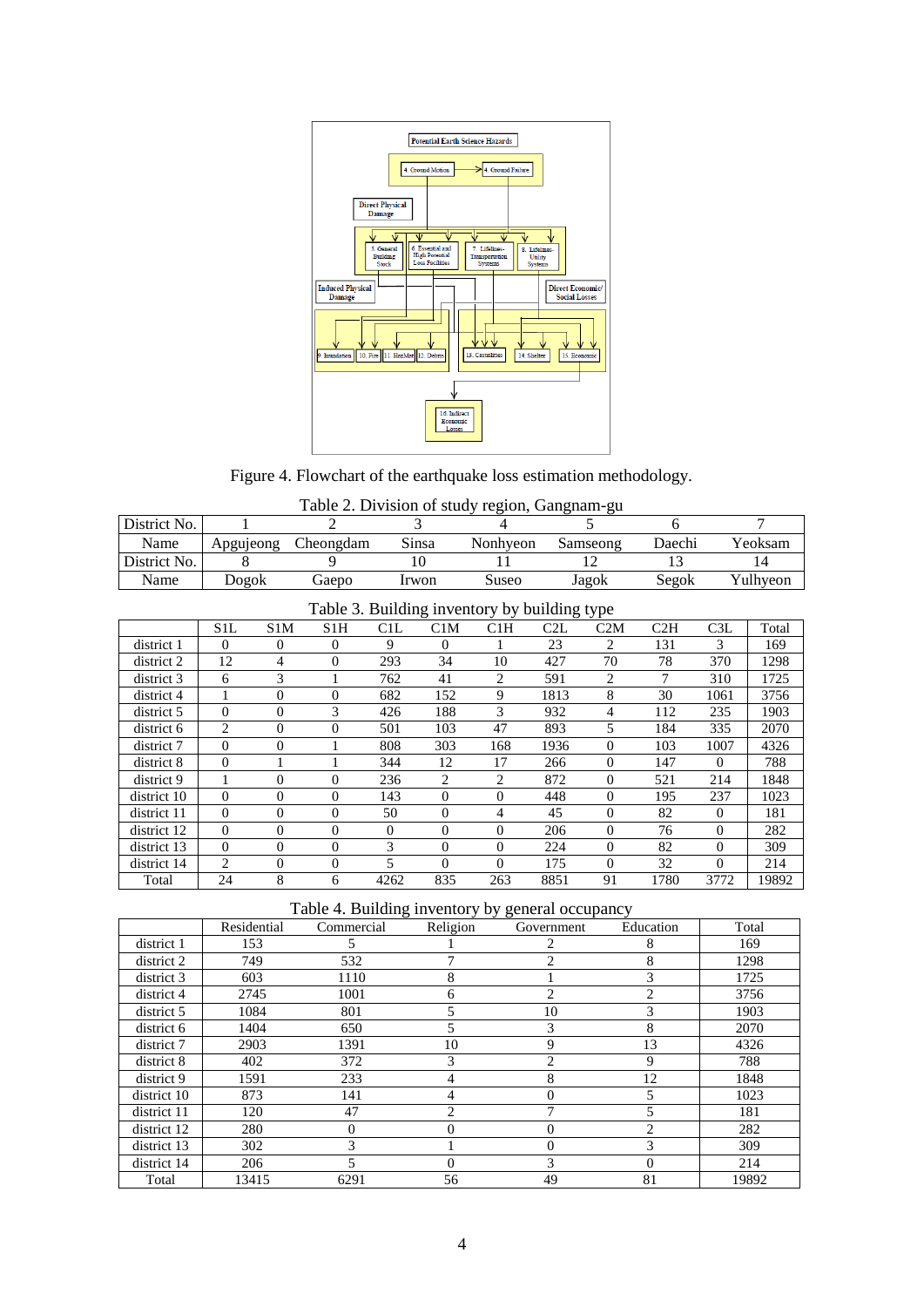Figure 4. Flowchart of the earthquake loss estimation methodology.

Table 2. Division of study region, Gangnam-gu

| District No. | 1 | 2 | 3 | 4 | 5 | 6 | 7 |
|---|---|---|---|---|---|---|---|
| Name | Apgujeong | Cheongdam | Sinsa | Nonhyeon | Samseong | Daechi | Yeoksam |
| District No. | 8 | 9 | 10 | 11 | 12 | 13 | 14 |
| Name | Dogok | Gaepo | Irwon | Suseo | Jagok | Segok | Yulhyeon |

Table 3. Building inventory by building type

| | S1L | S1M | S1H | C1L | C1M | C1H | C2L | C2M | C2H | C3L | Total |
|---|---|---|---|---|---|---|---|---|---|---|---|
| district 1 | 0 | 0 | 0 | 9 | 0 | 1 | 23 | 2 | 131 | 3 | 169 |
| district 2 | 12 | 4 | 0 | 293 | 34 | 10 | 427 | 70 | 78 | 370 | 1298 |
| district 3 | 6 | 3 | 1 | 762 | 41 | 2 | 591 | 2 | 7 | 310 | 1725 |
| district 4 | 1 | 0 | 0 | 682 | 152 | 9 | 1813 | 8 | 30 | 1061 | 3756 |
| district 5 | 0 | 0 | 3 | 426 | 188 | 3 | 932 | 4 | 112 | 235 | 1903 |
| district 6 | 2 | 0 | 0 | 501 | 103 | 47 | 893 | 5 | 184 | 335 | 2070 |
| district 7 | 0 | 0 | 1 | 808 | 303 | 168 | 1936 | 0 | 103 | 1007 | 4326 |
| district 8 | 0 | 1 | 1 | 344 | 12 | 17 | 266 | 0 | 147 | 0 | 788 |
| district 9 | 1 | 0 | 0 | 236 | 2 | 2 | 872 | 0 | 521 | 214 | 1848 |
| district 10 | 0 | 0 | 0 | 143 | 0 | 0 | 448 | 0 | 195 | 237 | 1023 |
| district 11 | 0 | 0 | 0 | 50 | 0 | 4 | 45 | 0 | 82 | 0 | 181 |
| district 12 | 0 | 0 | 0 | 0 | 0 | 0 | 206 | 0 | 76 | 0 | 282 |
| district 13 | 0 | 0 | 0 | 3 | 0 | 0 | 224 | 0 | 82 | 0 | 309 |
| district 14 | 2 | 0 | 0 | 5 | 0 | 0 | 175 | 0 | 32 | 0 | 214 |
| Total | 24 | 8 | 6 | 4262 | 835 | 263 | 8851 | 91 | 1780 | 3772 | 19892 |

Table 4. Building inventory by general occupancy

| | Residential | Commercial | Religion | Government | Education | Total |
|---|---|---|---|---|---|---|
| district 1 | 153 | 5 | 1 | 2 | 8 | 169 |
| district 2 | 749 | 532 | 7 | 2 | 8 | 1298 |
| district 3 | 603 | 1110 | 8 | 1 | 3 | 1725 |
| district 4 | 2745 | 1001 | 6 | 2 | 2 | 3756 |
| district 5 | 1084 | 801 | 5 | 10 | 3 | 1903 |
| district 6 | 1404 | 650 | 5 | 3 | 8 | 2070 |
| district 7 | 2903 | 1391 | 10 | 9 | 13 | 4326 |
| district 8 | 402 | 372 | 3 | 2 | 9 | 788 |
| district 9 | 1591 | 233 | 4 | 8 | 12 | 1848 |
| district 10 | 873 | 141 | 4 | 0 | 5 | 1023 |
| district 11 | 120 | 47 | 2 | 7 | 5 | 181 |
| district 12 | 280 | 0 | 0 | 0 | 2 | 282 |
| district 13 | 302 | 3 | 1 | 0 | 3 | 309 |
| district 14 | 206 | 5 | 0 | 3 | 0 | 214 |
| Total | 13415 | 6291 | 56 | 49 | 81 | 19892 |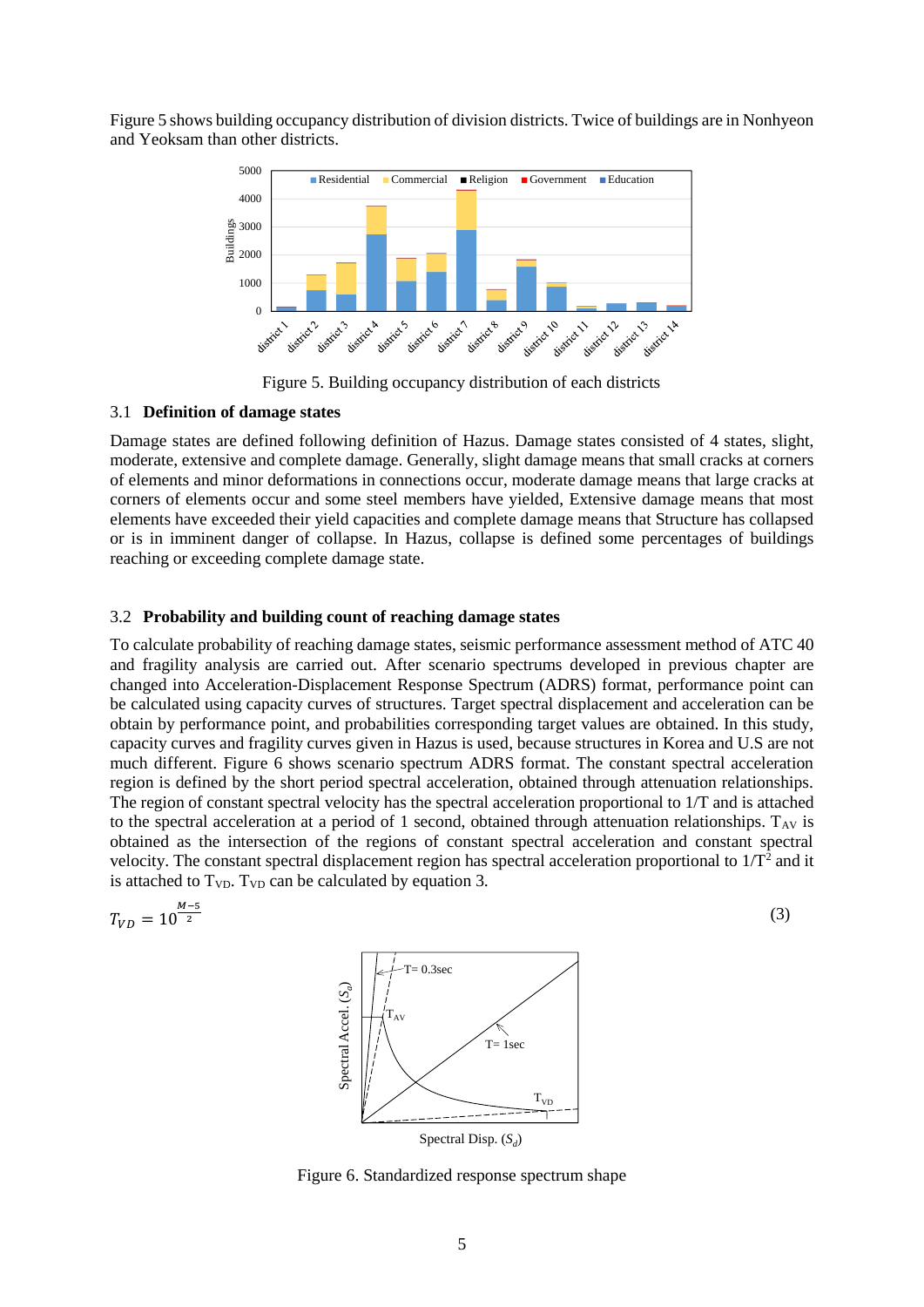Figure 5 shows building occupancy distribution of division districts. Twice of buildings are in Nonhyeon and Yeoksam than other districts.

Figure 5. Building occupancy distribution of each districts

### 3.1 Definition of damage states

Damage states are defined following definition of Hazus. Damage states consisted of 4 states, slight, moderate, extensive and complete damage. Generally, slight damage means that small cracks at corners of elements and minor deformations in connections occur, moderate damage means that large cracks at corners of elements occur and some steel members have yielded, Extensive damage means that most elements have exceeded their yield capacities and complete damage means that Structure has collapsed or is in imminent danger of collapse. In Hazus, collapse is defined some percentages of buildings reaching or exceeding complete damage state.

### 3.2 Probability and building count of reaching damage states

To calculate probability of reaching damage states, seismic performance assessment method of ATC 40 and fragility analysis are carried out. After scenario spectrums developed in previous chapter are changed into Acceleration-Displacement Response Spectrum (ADRS) format, performance point can be calculated using capacity curves of structures. Target spectral displacement and acceleration can be obtain by performance point, and probabilities corresponding target values are obtained. In this study, capacity curves and fragility curves given in Hazus is used, because structures in Korea and U.S are not much different. Figure 6 shows scenario spectrum ADRS format. The constant spectral acceleration region is defined by the short period spectral acceleration, obtained through attenuation relationships. The region of constant spectral velocity has the spectral acceleration proportional to 1/T and is attached to the spectral acceleration at a period of 1 second, obtained through attenuation relationships. $T_{AV}$ is obtained as the intersection of the regions of constant spectral acceleration and constant spectral velocity. The constant spectral displacement region has spectral acceleration proportional to $1/T^2$ and it is attached to $T_{VD}$. $T_{VD}$ can be calculated by equation 3.

$$T_{VD} = 10^{\frac{M-5}{2}} \quad (3)$$

Figure 6. Standardized response spectrum shape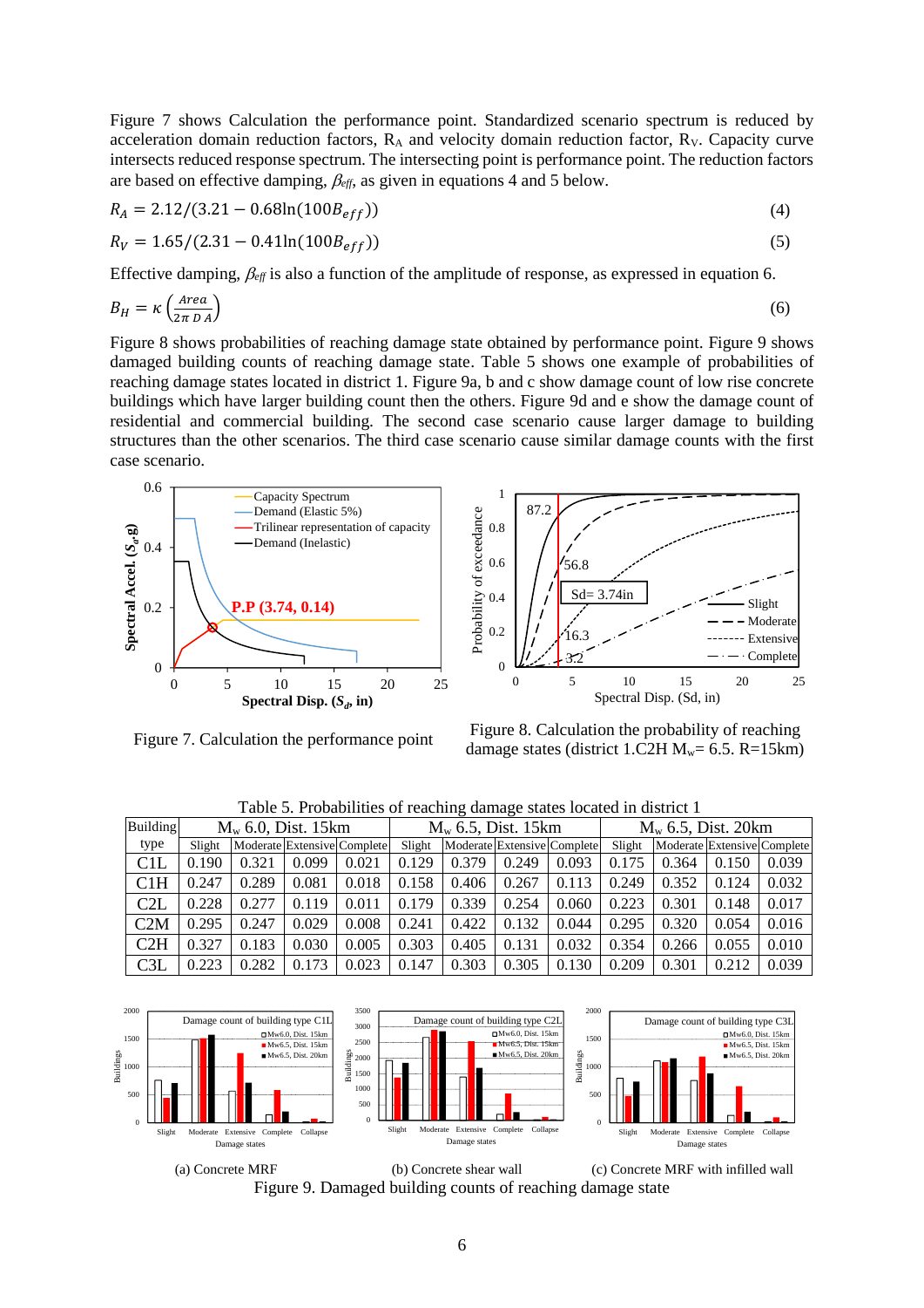Figure 7 shows Calculation the performance point. Standardized scenario spectrum is reduced by acceleration domain reduction factors, $R_A$ and velocity domain reduction factor, $R_V$. Capacity curve intersects reduced response spectrum. The intersecting point is performance point. The reduction factors are based on effective damping, $\beta_{eff}$, as given in equations 4 and 5 below.

$$R_A = 2.12/(3.21 - 0.68\ln(100B_{eff})) \tag{4}$$

$$R_V = 1.65/(2.31 - 0.41\ln(100B_{eff})) \tag{5}$$

Effective damping, $\beta_{eff}$ is also a function of the amplitude of response, as expressed in equation 6.

$$B_H = \kappa\left(\frac{Area}{2\pi\, D\, A}\right) \tag{6}$$

Figure 8 shows probabilities of reaching damage state obtained by performance point. Figure 9 shows damaged building counts of reaching damage state. Table 5 shows one example of probabilities of reaching damage states located in district 1. Figure 9a, b and c show damage count of low rise concrete buildings which have larger building count then the others. Figure 9d and e show the damage count of residential and commercial building. The second case scenario cause larger damage to building structures than the other scenarios. The third case scenario cause similar damage counts with the first case scenario.

Figure 7. Calculation the performance point

Figure 8. Calculation the probability of reaching damage states (district 1.C2H $M_w$= 6.5. R=15km)

Table 5. Probabilities of reaching damage states located in district 1

| Building type | $M_w$ 6.0, Dist. 15km | | | | $M_w$ 6.5, Dist. 15km | | | | $M_w$ 6.5, Dist. 20km | | | |
|---|---|---|---|---|---|---|---|---|---|---|---|---|
| | Slight | Moderate | Extensive | Complete | Slight | Moderate | Extensive | Complete | Slight | Moderate | Extensive | Complete |
| C1L | 0.190 | 0.321 | 0.099 | 0.021 | 0.129 | 0.379 | 0.249 | 0.093 | 0.175 | 0.364 | 0.150 | 0.039 |
| C1H | 0.247 | 0.289 | 0.081 | 0.018 | 0.158 | 0.406 | 0.267 | 0.113 | 0.249 | 0.352 | 0.124 | 0.032 |
| C2L | 0.228 | 0.277 | 0.119 | 0.011 | 0.179 | 0.339 | 0.254 | 0.060 | 0.223 | 0.301 | 0.148 | 0.017 |
| C2M | 0.295 | 0.247 | 0.029 | 0.008 | 0.241 | 0.422 | 0.132 | 0.044 | 0.295 | 0.320 | 0.054 | 0.016 |
| C2H | 0.327 | 0.183 | 0.030 | 0.005 | 0.303 | 0.405 | 0.131 | 0.032 | 0.354 | 0.266 | 0.055 | 0.010 |
| C3L | 0.223 | 0.282 | 0.173 | 0.023 | 0.147 | 0.303 | 0.305 | 0.130 | 0.209 | 0.301 | 0.212 | 0.039 |

(a) Concrete MRF (b) Concrete shear wall (c) Concrete MRF with infilled wall

Figure 9. Damaged building counts of reaching damage state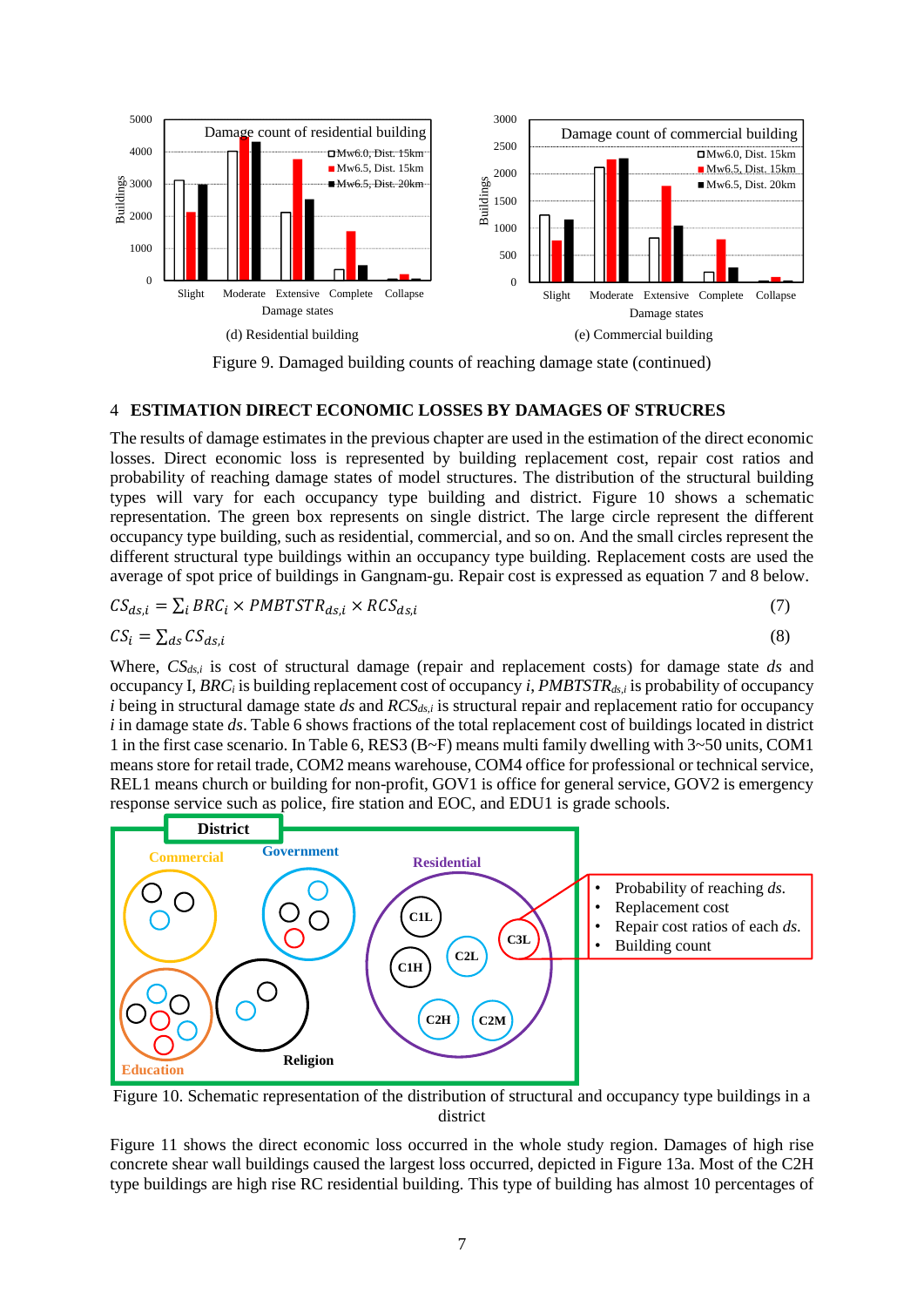(d) Residential building

(e) Commercial building

Figure 9. Damaged building counts of reaching damage state (continued)

## 4 ESTIMATION DIRECT ECONOMIC LOSSES BY DAMAGES OF STRUCRES

The results of damage estimates in the previous chapter are used in the estimation of the direct economic losses. Direct economic loss is represented by building replacement cost, repair cost ratios and probability of reaching damage states of model structures. The distribution of the structural building types will vary for each occupancy type building and district. Figure 10 shows a schematic representation. The green box represents on single district. The large circle represent the different occupancy type building, such as residential, commercial, and so on. And the small circles represent the different structural type buildings within an occupancy type building. Replacement costs are used the average of spot price of buildings in Gangnam-gu. Repair cost is expressed as equation 7 and 8 below.

$$CS_{ds,i} = \sum_i BRC_i \times PMBTSTR_{ds,i} \times RCS_{ds,i} \tag{7}$$

$$CS_i = \sum_{ds} CS_{ds,i} \tag{8}$$

Where, $CS_{ds,i}$ is cost of structural damage (repair and replacement costs) for damage state *ds* and occupancy I, $BRC_i$ is building replacement cost of occupancy *i*, $PMBTSTR_{ds,i}$ is probability of occupancy *i* being in structural damage state *ds* and $RCS_{ds,i}$ is structural repair and replacement ratio for occupancy *i* in damage state *ds*. Table 6 shows fractions of the total replacement cost of buildings located in district 1 in the first case scenario. In Table 6, RES3 (B~F) means multi family dwelling with 3~50 units, COM1 means store for retail trade, COM2 means warehouse, COM4 office for professional or technical service, REL1 means church or building for non-profit, GOV1 is office for general service, GOV2 is emergency response service such as police, fire station and EOC, and EDU1 is grade schools.

Figure 10. Schematic representation of the distribution of structural and occupancy type buildings in a district

Figure 11 shows the direct economic loss occurred in the whole study region. Damages of high rise concrete shear wall buildings caused the largest loss occurred, depicted in Figure 13a. Most of the C2H type buildings are high rise RC residential building. This type of building has almost 10 percentages of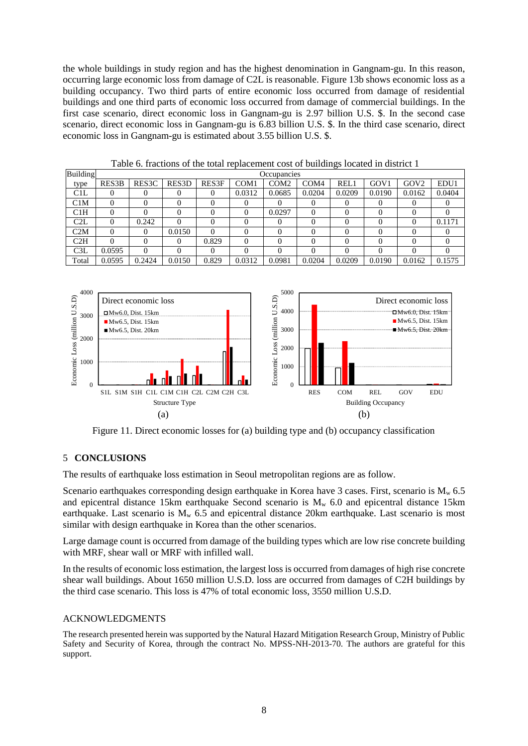the whole buildings in study region and has the highest denomination in Gangnam-gu. In this reason, occurring large economic loss from damage of C2L is reasonable. Figure 13b shows economic loss as a building occupancy. Two third parts of entire economic loss occurred from damage of residential buildings and one third parts of economic loss occurred from damage of commercial buildings. In the first case scenario, direct economic loss in Gangnam-gu is 2.97 billion U.S. $. In the second case scenario, direct economic loss in Gangnam-gu is 6.83 billion U.S. $. In the third case scenario, direct economic loss in Gangnam-gu is estimated about 3.55 billion U.S. $.

Table 6. fractions of the total replacement cost of buildings located in district 1

| Building | Occupancies | | | | | | | | | | |
|---|---|---|---|---|---|---|---|---|---|---|---|
| type | RES3B | RES3C | RES3D | RES3F | COM1 | COM2 | COM4 | REL1 | GOV1 | GOV2 | EDU1 |
| C1L | 0 | 0 | 0 | 0 | 0.0312 | 0.0685 | 0.0204 | 0.0209 | 0.0190 | 0.0162 | 0.0404 |
| C1M | 0 | 0 | 0 | 0 | 0 | 0 | 0 | 0 | 0 | 0 | 0 |
| C1H | 0 | 0 | 0 | 0 | 0 | 0.0297 | 0 | 0 | 0 | 0 | 0 |
| C2L | 0 | 0.242 | 0 | 0 | 0 | 0 | 0 | 0 | 0 | 0 | 0.1171 |
| C2M | 0 | 0 | 0.0150 | 0 | 0 | 0 | 0 | 0 | 0 | 0 | 0 |
| C2H | 0 | 0 | 0 | 0.829 | 0 | 0 | 0 | 0 | 0 | 0 | 0 |
| C3L | 0.0595 | 0 | 0 | 0 | 0 | 0 | 0 | 0 | 0 | 0 | 0 |
| Total | 0.0595 | 0.2424 | 0.0150 | 0.829 | 0.0312 | 0.0981 | 0.0204 | 0.0209 | 0.0190 | 0.0162 | 0.1575 |

Figure 11. Direct economic losses for (a) building type and (b) occupancy classification

## 5 CONCLUSIONS

The results of earthquake loss estimation in Seoul metropolitan regions are as follow.

Scenario earthquakes corresponding design earthquake in Korea have 3 cases. First, scenario is $M_w$ 6.5 and epicentral distance 15km earthquake Second scenario is $M_w$ 6.0 and epicentral distance 15km earthquake. Last scenario is $M_w$ 6.5 and epicentral distance 20km earthquake. Last scenario is most similar with design earthquake in Korea than the other scenarios.

Large damage count is occurred from damage of the building types which are low rise concrete building with MRF, shear wall or MRF with infilled wall.

In the results of economic loss estimation, the largest loss is occurred from damages of high rise concrete shear wall buildings. About 1650 million U.S.D. loss are occurred from damages of C2H buildings by the third case scenario. This loss is 47% of total economic loss, 3550 million U.S.D.

## ACKNOWLEDGMENTS

The research presented herein was supported by the Natural Hazard Mitigation Research Group, Ministry of Public Safety and Security of Korea, through the contract No. MPSS-NH-2013-70. The authors are grateful for this support.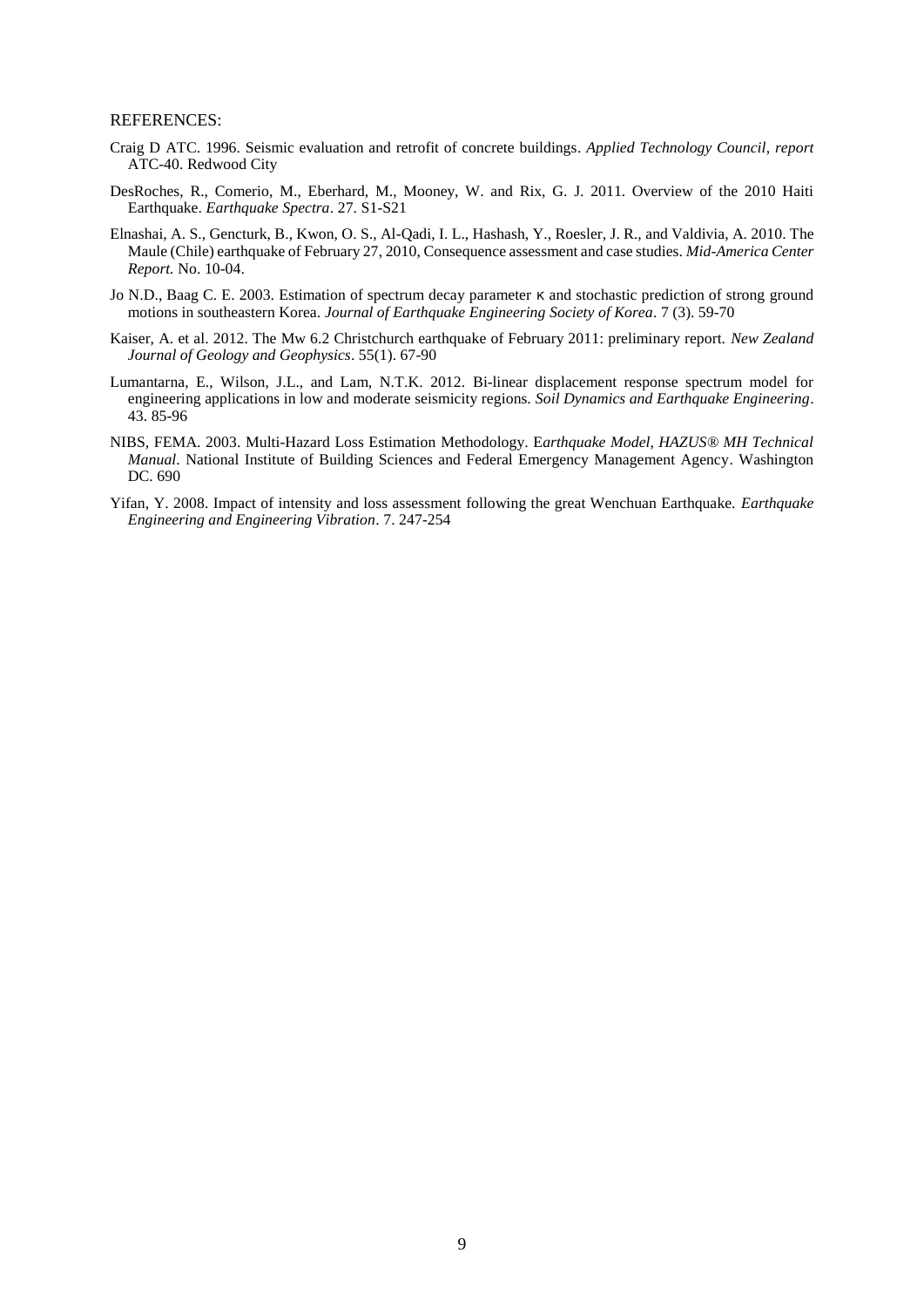REFERENCES:

Craig D ATC. 1996. Seismic evaluation and retrofit of concrete buildings. *Applied Technology Council, report* ATC-40. Redwood City

DesRoches, R., Comerio, M., Eberhard, M., Mooney, W. and Rix, G. J. 2011. Overview of the 2010 Haiti Earthquake. *Earthquake Spectra*. 27. S1-S21

Elnashai, A. S., Gencturk, B., Kwon, O. S., Al-Qadi, I. L., Hashash, Y., Roesler, J. R., and Valdivia, A. 2010. The Maule (Chile) earthquake of February 27, 2010, Consequence assessment and case studies. *Mid-America Center Report.* No. 10-04.

Jo N.D., Baag C. E. 2003. Estimation of spectrum decay parameter $\kappa$ and stochastic prediction of strong ground motions in southeastern Korea. *Journal of Earthquake Engineering Society of Korea*. 7 (3). 59-70

Kaiser, A. et al. 2012. The Mw 6.2 Christchurch earthquake of February 2011: preliminary report. *New Zealand Journal of Geology and Geophysics*. 55(1). 67-90

Lumantarna, E., Wilson, J.L., and Lam, N.T.K. 2012. Bi-linear displacement response spectrum model for engineering applications in low and moderate seismicity regions. *Soil Dynamics and Earthquake Engineering*. 43. 85-96

NIBS, FEMA. 2003. Multi-Hazard Loss Estimation Methodology. E*arthquake Model, HAZUS® MH Technical Manual*. National Institute of Building Sciences and Federal Emergency Management Agency. Washington DC. 690

Yifan, Y. 2008. Impact of intensity and loss assessment following the great Wenchuan Earthquake. *Earthquake Engineering and Engineering Vibration*. 7. 247-254